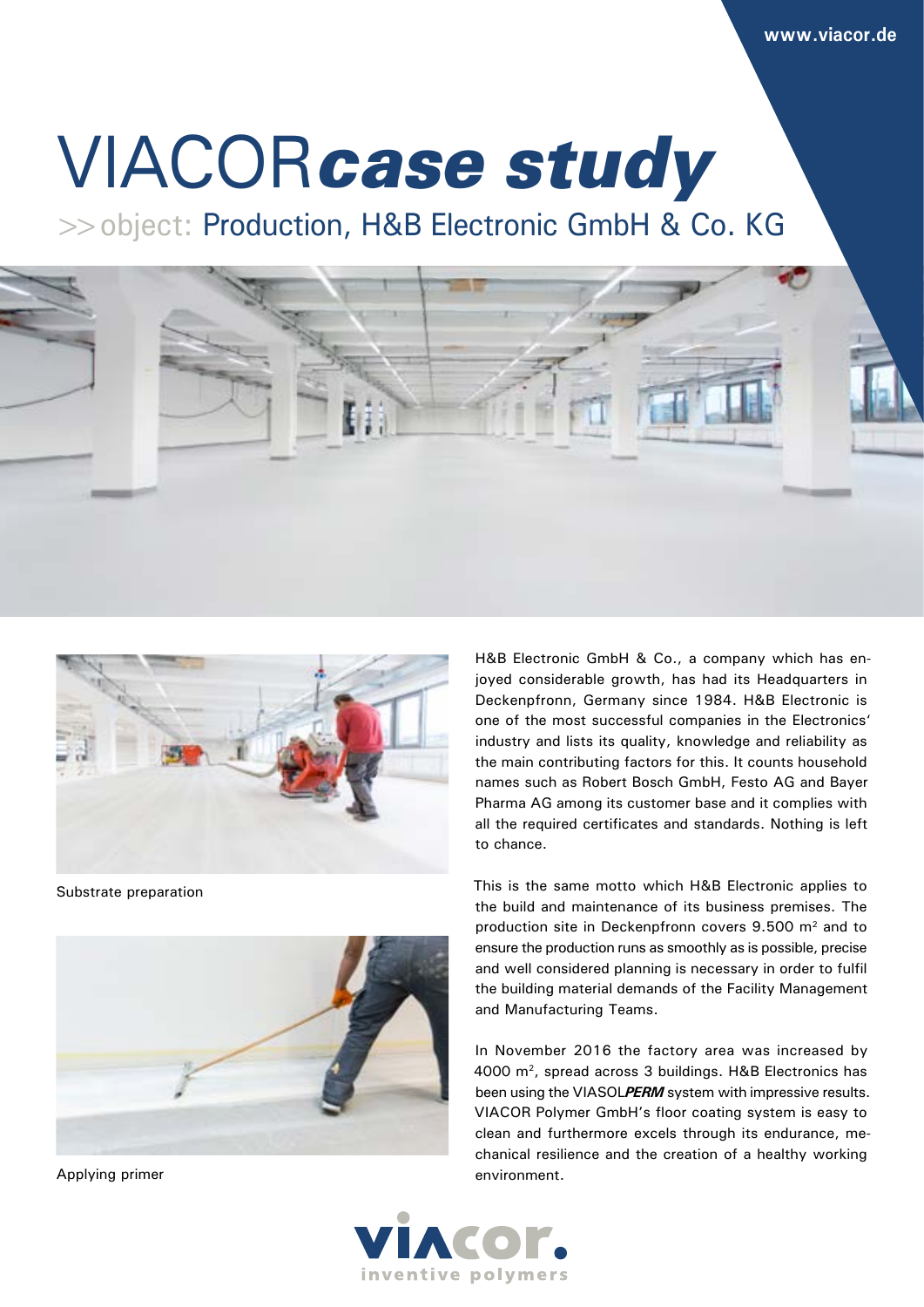www.viacor.de

# VIACOR*case study*

## >> object: Production, H&B Electronic GmbH & Co. KG

Substrate preparation

Applying primer

H&B Electronic GmbH & Co., a company which has enjoyed considerable growth, has had its Headquarters in Deckenpfronn, Germany since 1984. H&B Electronic is one of the most successful companies in the Electronics' industry and lists its quality, knowledge and reliability as the main contributing factors for this. It counts household names such as Robert Bosch GmbH, Festo AG and Bayer Pharma AG among its customer base and it complies with all the required certificates and standards. Nothing is left to chance.

This is the same motto which H&B Electronic applies to the build and maintenance of its business premises. The production site in Deckenpfronn covers 9.500 m² and to ensure the production runs as smoothly as is possible, precise and well considered planning is necessary in order to fulfil the building material demands of the Facility Management and Manufacturing Teams.

In November 2016 the factory area was increased by 4000 m², spread across 3 buildings. H&B Electronics has been using the VIASOL***PERM*** system with impressive results. VIACOR Polymer GmbH's floor coating system is easy to clean and furthermore excels through its endurance, mechanical resilience and the creation of a healthy working environment.

viacor.
inventive polymers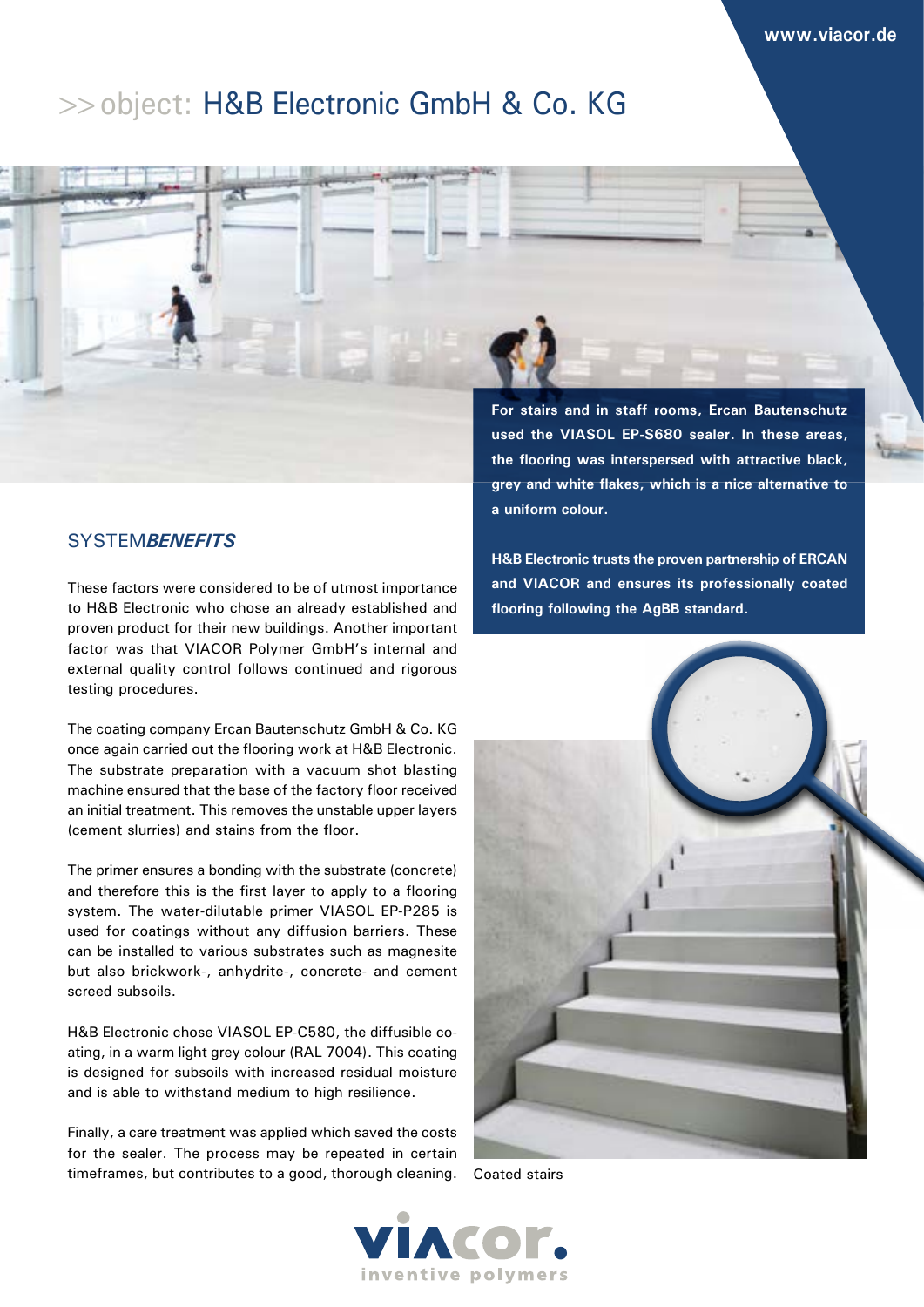# >> object: H&B Electronic GmbH & Co. KG

**For stairs and in staff rooms, Ercan Bautenschutz used the VIASOL EP-S680 sealer. In these areas, the flooring was interspersed with attractive black, grey and white flakes, which is a nice alternative to a uniform colour.**

**H&B Electronic trusts the proven partnership of ERCAN and VIACOR and ensures its professionally coated flooring following the AgBB standard.**

## SYSTEM*BENEFITS*

These factors were considered to be of utmost importance to H&B Electronic who chose an already established and proven product for their new buildings. Another important factor was that VIACOR Polymer GmbH's internal and external quality control follows continued and rigorous testing procedures.

The coating company Ercan Bautenschutz GmbH & Co. KG once again carried out the flooring work at H&B Electronic. The substrate preparation with a vacuum shot blasting machine ensured that the base of the factory floor received an initial treatment. This removes the unstable upper layers (cement slurries) and stains from the floor.

The primer ensures a bonding with the substrate (concrete) and therefore this is the first layer to apply to a flooring system. The water-dilutable primer VIASOL EP-P285 is used for coatings without any diffusion barriers. These can be installed to various substrates such as magnesite but also brickwork-, anhydrite-, concrete- and cement screed subsoils.

H&B Electronic chose VIASOL EP-C580, the diffusible coating, in a warm light grey colour (RAL 7004). This coating is designed for subsoils with increased residual moisture and is able to withstand medium to high resilience.

Finally, a care treatment was applied which saved the costs for the sealer. The process may be repeated in certain timeframes, but contributes to a good, thorough cleaning.

Coated stairs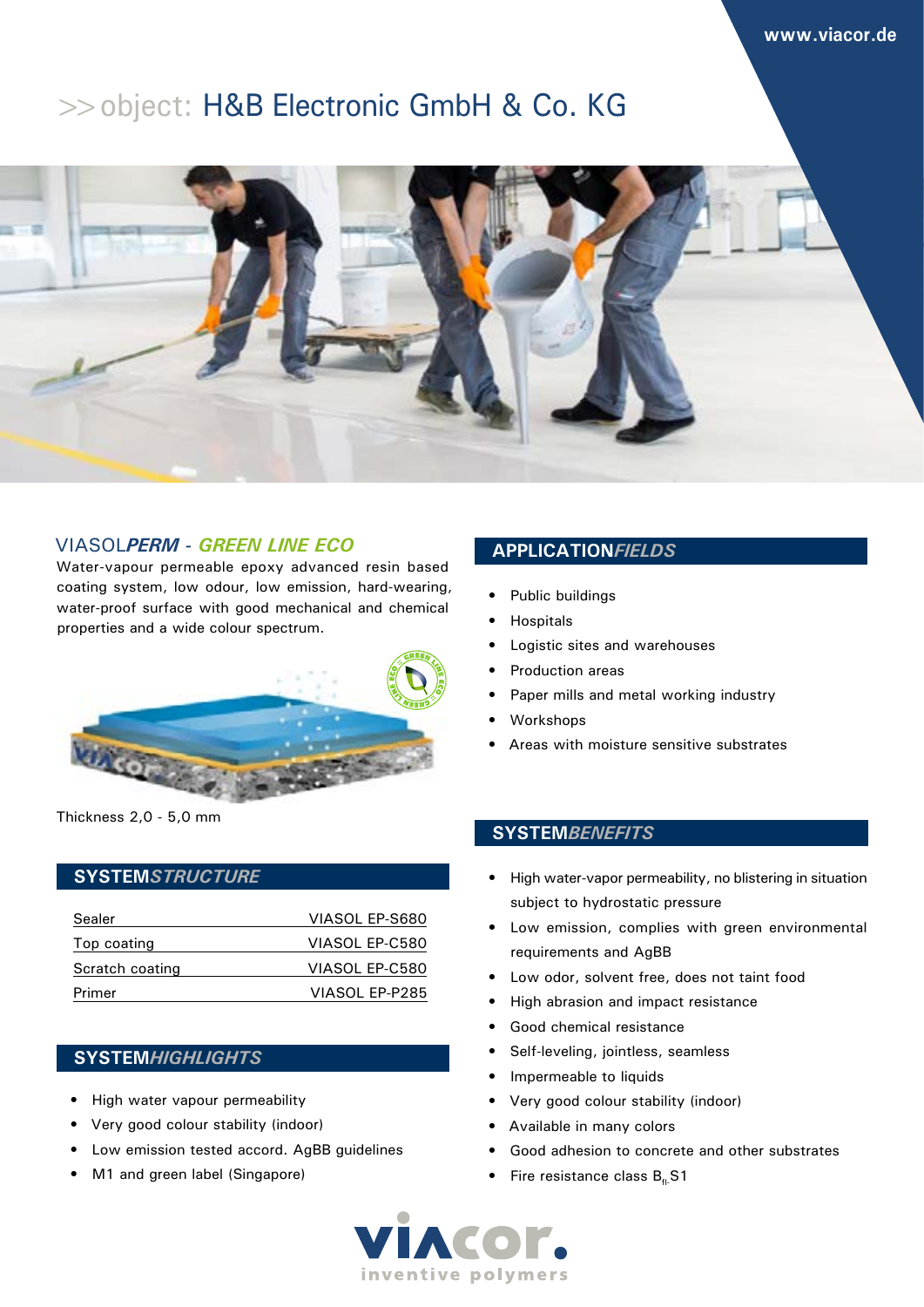# >> object: H&B Electronic GmbH & Co. KG

## VIASOL*PERM* - *GREEN LINE ECO*

Water-vapour permeable epoxy advanced resin based coating system, low odour, low emission, hard-wearing, water-proof surface with good mechanical and chemical properties and a wide colour spectrum.

Thickness 2,0 - 5,0 mm

## SYSTEM*STRUCTURE*

| | |
|---|---|
| Sealer | VIASOL EP-S680 |
| Top coating | VIASOL EP-C580 |
| Scratch coating | VIASOL EP-C580 |
| Primer | VIASOL EP-P285 |

## SYSTEM*HIGHLIGHTS*

- High water vapour permeability
- Very good colour stability (indoor)
- Low emission tested accord. AgBB guidelines
- M1 and green label (Singapore)

## APPLICATION*FIELDS*

- Public buildings
- Hospitals
- Logistic sites and warehouses
- Production areas
- Paper mills and metal working industry
- Workshops
- Areas with moisture sensitive substrates

## SYSTEM*BENEFITS*

- High water-vapor permeability, no blistering in situation subject to hydrostatic pressure
- Low emission, complies with green environmental requirements and AgBB
- Low odor, solvent free, does not taint food
- High abrasion and impact resistance
- Good chemical resistance
- Self-leveling, jointless, seamless
- Impermeable to liquids
- Very good colour stability (indoor)
- Available in many colors
- Good adhesion to concrete and other substrates
- Fire resistance class $B_{fl}$-S1

viacor. inventive polymers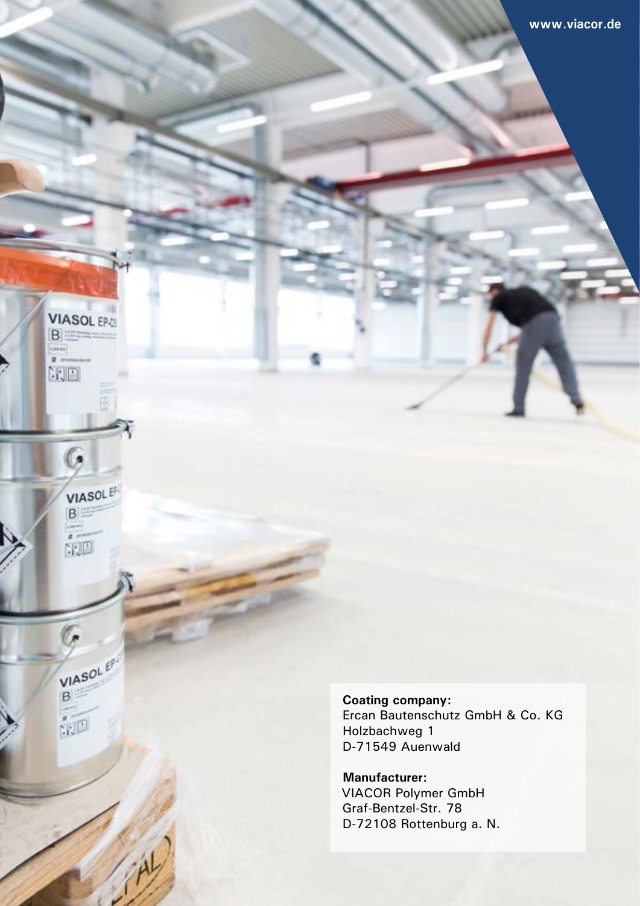www.viacor.de

**Coating company:**
Ercan Bautenschutz GmbH & Co. KG
Holzbachweg 1
D-71549 Auenwald

**Manufacturer:**
VIACOR Polymer GmbH
Graf-Bentzel-Str. 78
D-72108 Rottenburg a. N.